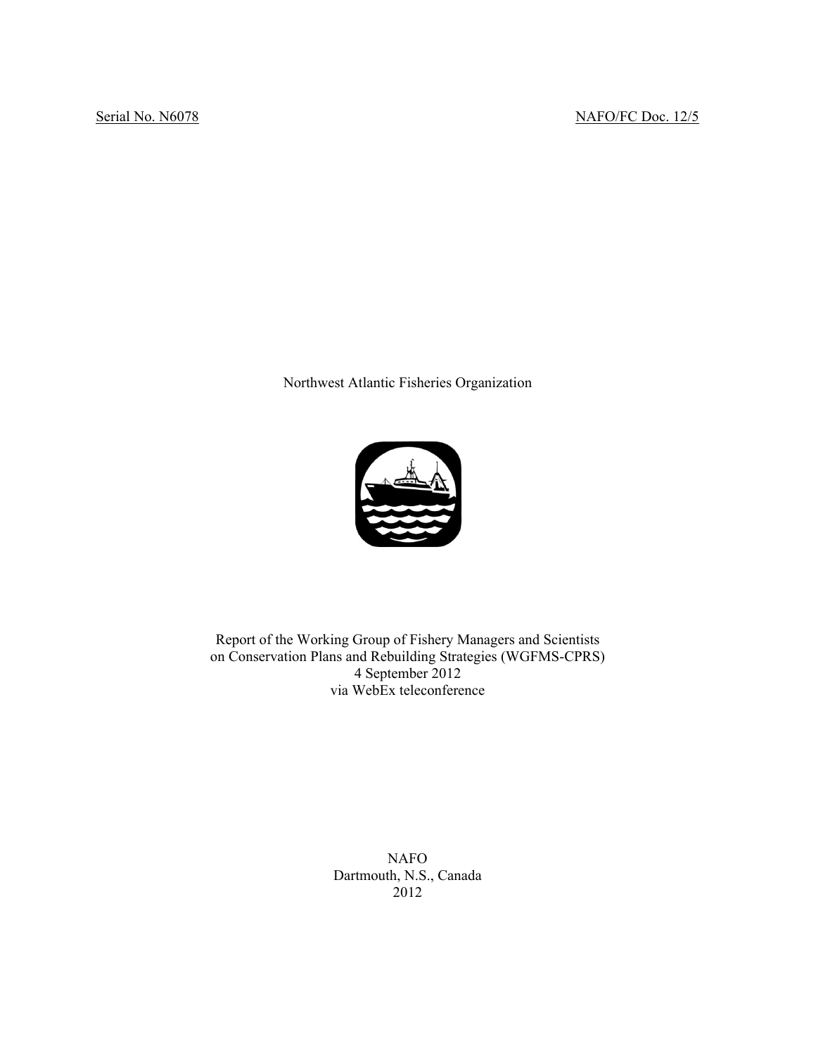Serial No. N6078 NAFO/FC Doc. 12/5

Northwest Atlantic Fisheries Organization

Report of the Working Group of Fishery Managers and Scientists on Conservation Plans and Rebuilding Strategies (WGFMS-CPRS)
4 September 2012
via WebEx teleconference

NAFO
Dartmouth, N.S., Canada
2012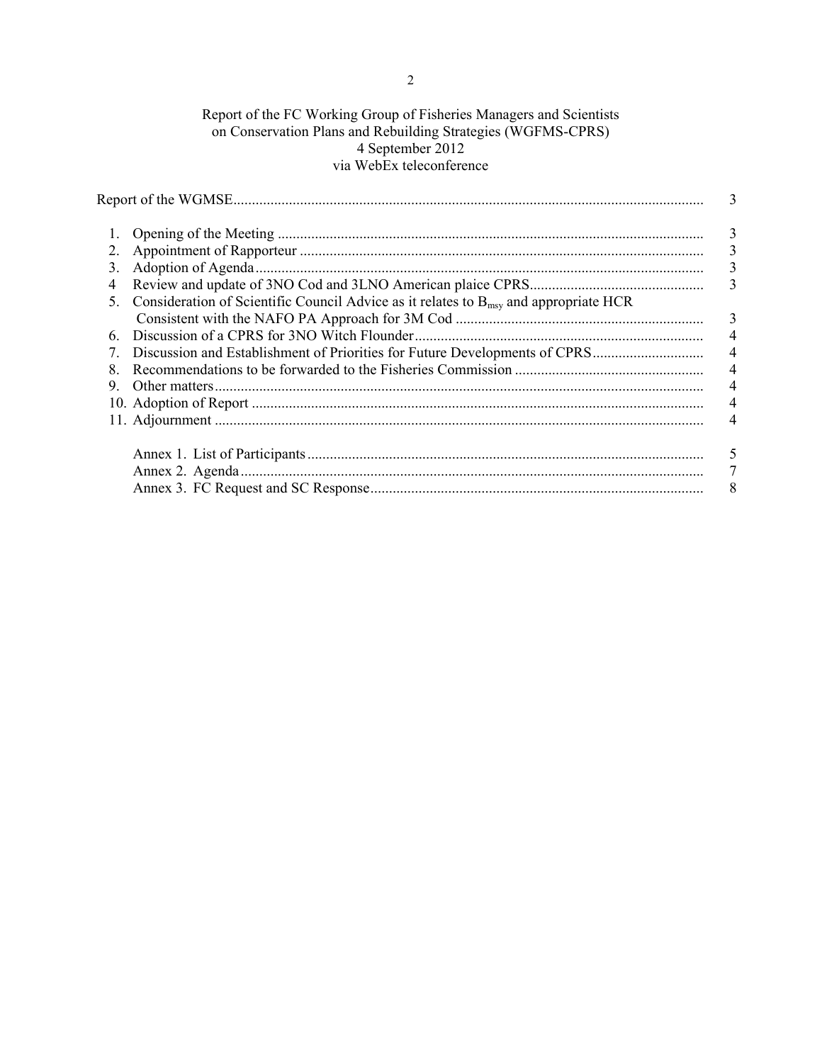# Report of the FC Working Group of Fisheries Managers and Scientists on Conservation Plans and Rebuilding Strategies (WGFMS-CPRS)

4 September 2012
via WebEx teleconference

| | |
|---|---|
| Report of the WGMSE | 3 |
| 1. Opening of the Meeting | 3 |
| 2. Appointment of Rapporteur | 3 |
| 3. Adoption of Agenda | 3 |
| 4 Review and update of 3NO Cod and 3LNO American plaice CPRS | 3 |
| 5. Consideration of Scientific Council Advice as it relates to $B_{msy}$ and appropriate HCR Consistent with the NAFO PA Approach for 3M Cod | 3 |
| 6. Discussion of a CPRS for 3NO Witch Flounder | 4 |
| 7. Discussion and Establishment of Priorities for Future Developments of CPRS | 4 |
| 8. Recommendations to be forwarded to the Fisheries Commission | 4 |
| 9. Other matters | 4 |
| 10. Adoption of Report | 4 |
| 11. Adjournment | 4 |
| Annex 1. List of Participants | 5 |
| Annex 2. Agenda | 7 |
| Annex 3. FC Request and SC Response | 8 |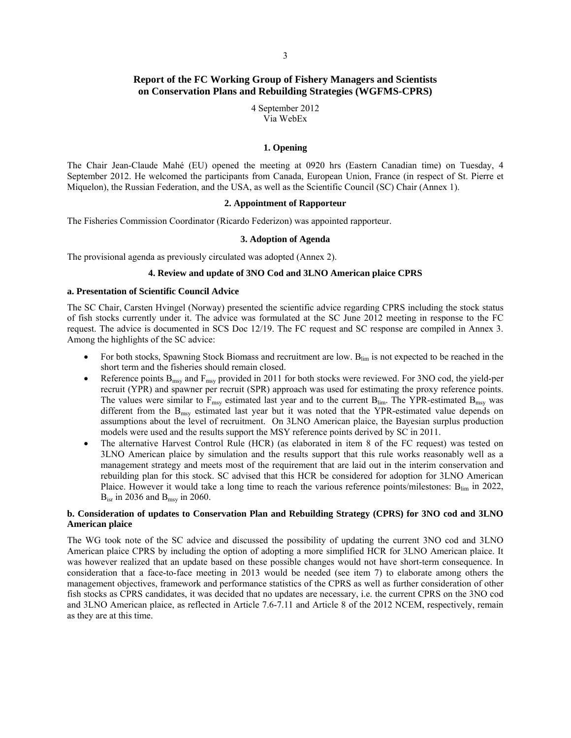# Report of the FC Working Group of Fishery Managers and Scientists on Conservation Plans and Rebuilding Strategies (WGFMS-CPRS)

4 September 2012
Via WebEx

### 1. Opening

The Chair Jean-Claude Mahé (EU) opened the meeting at 0920 hrs (Eastern Canadian time) on Tuesday, 4 September 2012. He welcomed the participants from Canada, European Union, France (in respect of St. Pierre et Miquelon), the Russian Federation, and the USA, as well as the Scientific Council (SC) Chair (Annex 1).

### 2. Appointment of Rapporteur

The Fisheries Commission Coordinator (Ricardo Federizon) was appointed rapporteur.

### 3. Adoption of Agenda

The provisional agenda as previously circulated was adopted (Annex 2).

### 4. Review and update of 3NO Cod and 3LNO American plaice CPRS

**a. Presentation of Scientific Council Advice**

The SC Chair, Carsten Hvingel (Norway) presented the scientific advice regarding CPRS including the stock status of fish stocks currently under it. The advice was formulated at the SC June 2012 meeting in response to the FC request. The advice is documented in SCS Doc 12/19. The FC request and SC response are compiled in Annex 3. Among the highlights of the SC advice:

- For both stocks, Spawning Stock Biomass and recruitment are low. $B_{lim}$ is not expected to be reached in the short term and the fisheries should remain closed.
- Reference points $B_{msy}$ and $F_{msy}$ provided in 2011 for both stocks were reviewed. For 3NO cod, the yield-per recruit (YPR) and spawner per recruit (SPR) approach was used for estimating the proxy reference points. The values were similar to $F_{msy}$ estimated last year and to the current $B_{lim}$. The YPR-estimated $B_{msy}$ was different from the $B_{msy}$ estimated last year but it was noted that the YPR-estimated value depends on assumptions about the level of recruitment. On 3LNO American plaice, the Bayesian surplus production models were used and the results support the MSY reference points derived by SC in 2011.
- The alternative Harvest Control Rule (HCR) (as elaborated in item 8 of the FC request) was tested on 3LNO American plaice by simulation and the results support that this rule works reasonably well as a management strategy and meets most of the requirement that are laid out in the interim conservation and rebuilding plan for this stock. SC advised that this HCR be considered for adoption for 3LNO American Plaice. However it would take a long time to reach the various reference points/milestones: $B_{lim}$ in 2022, $B_{isr}$ in 2036 and $B_{msy}$ in 2060.

**b. Consideration of updates to Conservation Plan and Rebuilding Strategy (CPRS) for 3NO cod and 3LNO American plaice**

The WG took note of the SC advice and discussed the possibility of updating the current 3NO cod and 3LNO American plaice CPRS by including the option of adopting a more simplified HCR for 3LNO American plaice. It was however realized that an update based on these possible changes would not have short-term consequence. In consideration that a face-to-face meeting in 2013 would be needed (see item 7) to elaborate among others the management objectives, framework and performance statistics of the CPRS as well as further consideration of other fish stocks as CPRS candidates, it was decided that no updates are necessary, i.e. the current CPRS on the 3NO cod and 3LNO American plaice, as reflected in Article 7.6-7.11 and Article 8 of the 2012 NCEM, respectively, remain as they are at this time.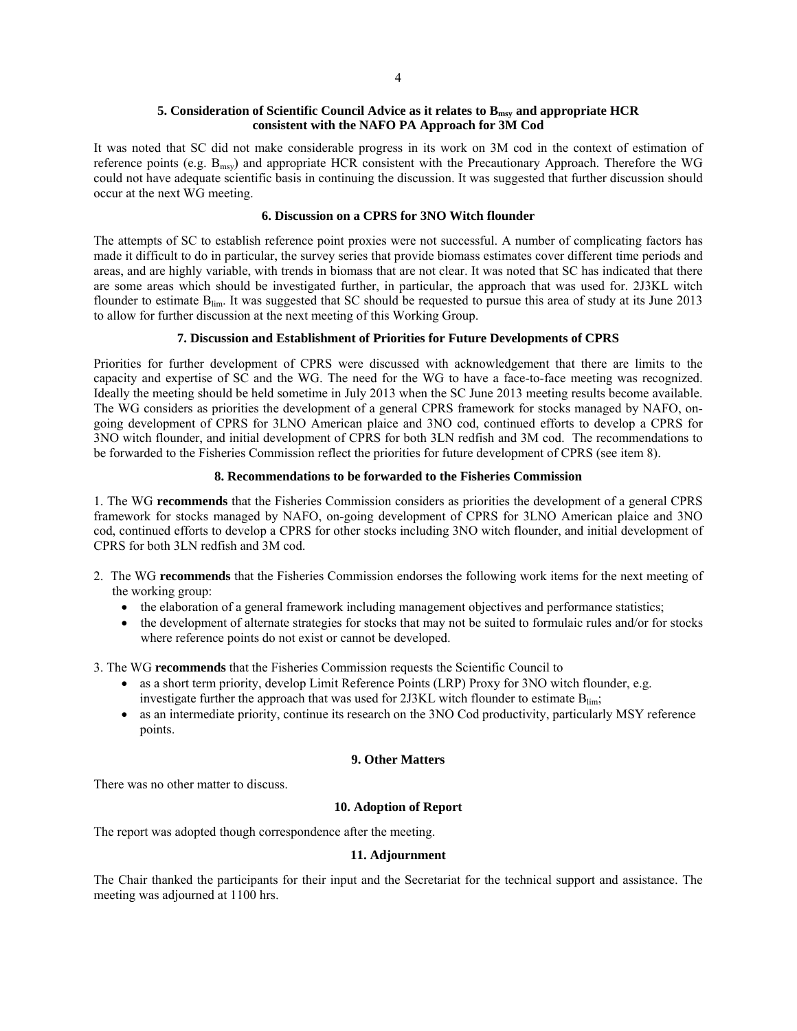### 5. Consideration of Scientific Council Advice as it relates to $B_{msy}$ and appropriate HCR consistent with the NAFO PA Approach for 3M Cod

It was noted that SC did not make considerable progress in its work on 3M cod in the context of estimation of reference points (e.g. $B_{msy}$) and appropriate HCR consistent with the Precautionary Approach. Therefore the WG could not have adequate scientific basis in continuing the discussion. It was suggested that further discussion should occur at the next WG meeting.

### 6. Discussion on a CPRS for 3NO Witch flounder

The attempts of SC to establish reference point proxies were not successful. A number of complicating factors has made it difficult to do in particular, the survey series that provide biomass estimates cover different time periods and areas, and are highly variable, with trends in biomass that are not clear. It was noted that SC has indicated that there are some areas which should be investigated further, in particular, the approach that was used for. 2J3KL witch flounder to estimate $B_{lim}$. It was suggested that SC should be requested to pursue this area of study at its June 2013 to allow for further discussion at the next meeting of this Working Group.

### 7. Discussion and Establishment of Priorities for Future Developments of CPRS

Priorities for further development of CPRS were discussed with acknowledgement that there are limits to the capacity and expertise of SC and the WG. The need for the WG to have a face-to-face meeting was recognized. Ideally the meeting should be held sometime in July 2013 when the SC June 2013 meeting results become available. The WG considers as priorities the development of a general CPRS framework for stocks managed by NAFO, on-going development of CPRS for 3LNO American plaice and 3NO cod, continued efforts to develop a CPRS for 3NO witch flounder, and initial development of CPRS for both 3LN redfish and 3M cod. The recommendations to be forwarded to the Fisheries Commission reflect the priorities for future development of CPRS (see item 8).

### 8. Recommendations to be forwarded to the Fisheries Commission

1. The WG **recommends** that the Fisheries Commission considers as priorities the development of a general CPRS framework for stocks managed by NAFO, on-going development of CPRS for 3LNO American plaice and 3NO cod, continued efforts to develop a CPRS for other stocks including 3NO witch flounder, and initial development of CPRS for both 3LN redfish and 3M cod.

2. The WG **recommends** that the Fisheries Commission endorses the following work items for the next meeting of the working group:
   - the elaboration of a general framework including management objectives and performance statistics;
   - the development of alternate strategies for stocks that may not be suited to formulaic rules and/or for stocks where reference points do not exist or cannot be developed.

3. The WG **recommends** that the Fisheries Commission requests the Scientific Council to
   - as a short term priority, develop Limit Reference Points (LRP) Proxy for 3NO witch flounder, e.g. investigate further the approach that was used for 2J3KL witch flounder to estimate $B_{lim}$;
   - as an intermediate priority, continue its research on the 3NO Cod productivity, particularly MSY reference points.

### 9. Other Matters

There was no other matter to discuss.

### 10. Adoption of Report

The report was adopted though correspondence after the meeting.

### 11. Adjournment

The Chair thanked the participants for their input and the Secretariat for the technical support and assistance. The meeting was adjourned at 1100 hrs.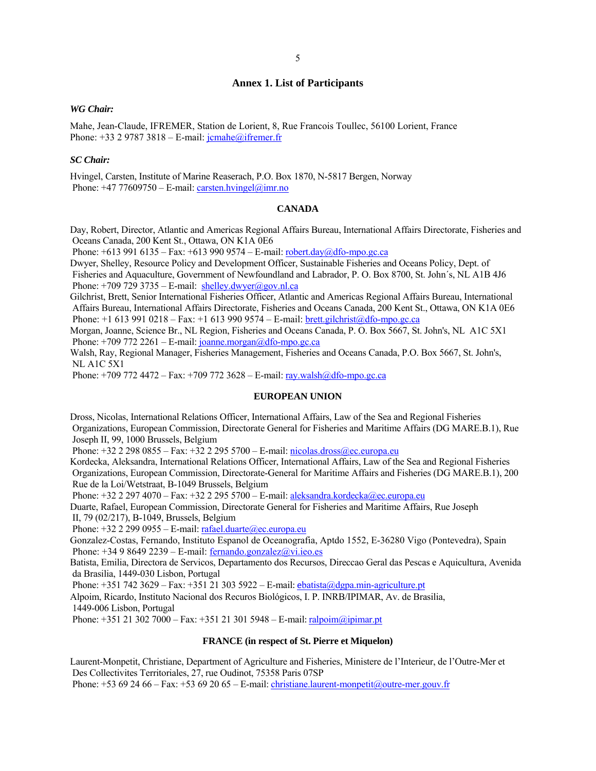## Annex 1. List of Participants

***WG Chair:***

Mahe, Jean-Claude, IFREMER, Station de Lorient, 8, Rue Francois Toullec, 56100 Lorient, France
Phone: +33 2 9787 3818 – E-mail: jcmahe@ifremer.fr

***SC Chair:***

Hvingel, Carsten, Institute of Marine Reaserach, P.O. Box 1870, N-5817 Bergen, Norway
Phone: +47 77609750 – E-mail: carsten.hvingel@imr.no

### CANADA

Day, Robert, Director, Atlantic and Americas Regional Affairs Bureau, International Affairs Directorate, Fisheries and Oceans Canada, 200 Kent St., Ottawa, ON K1A 0E6
Phone: +613 991 6135 – Fax: +613 990 9574 – E-mail: robert.day@dfo-mpo.gc.ca

Dwyer, Shelley, Resource Policy and Development Officer, Sustainable Fisheries and Oceans Policy, Dept. of Fisheries and Aquaculture, Government of Newfoundland and Labrador, P. O. Box 8700, St. John´s, NL A1B 4J6
Phone: +709 729 3735 – E-mail: shelley.dwyer@gov.nl.ca

Gilchrist, Brett, Senior International Fisheries Officer, Atlantic and Americas Regional Affairs Bureau, International Affairs Bureau, International Affairs Directorate, Fisheries and Oceans Canada, 200 Kent St., Ottawa, ON K1A 0E6
Phone: +1 613 991 0218 – Fax: +1 613 990 9574 – E-mail: brett.gilchrist@dfo-mpo.gc.ca

Morgan, Joanne, Science Br., NL Region, Fisheries and Oceans Canada, P. O. Box 5667, St. John's, NL A1C 5X1
Phone: +709 772 2261 – E-mail: joanne.morgan@dfo-mpo.gc.ca

Walsh, Ray, Regional Manager, Fisheries Management, Fisheries and Oceans Canada, P.O. Box 5667, St. John's, NL A1C 5X1
Phone: +709 772 4472 – Fax: +709 772 3628 – E-mail: ray.walsh@dfo-mpo.gc.ca

### EUROPEAN UNION

Dross, Nicolas, International Relations Officer, International Affairs, Law of the Sea and Regional Fisheries Organizations, European Commission, Directorate General for Fisheries and Maritime Affairs (DG MARE.B.1), Rue Joseph II, 99, 1000 Brussels, Belgium
Phone: +32 2 298 0855 – Fax: +32 2 295 5700 – E-mail: nicolas.dross@ec.europa.eu

Kordecka, Aleksandra, International Relations Officer, International Affairs, Law of the Sea and Regional Fisheries Organizations, European Commission, Directorate-General for Maritime Affairs and Fisheries (DG MARE.B.1), 200 Rue de la Loi/Wetstraat, B-1049 Brussels, Belgium
Phone: +32 2 297 4070 – Fax: +32 2 295 5700 – E-mail: aleksandra.kordecka@ec.europa.eu

Duarte, Rafael, European Commission, Directorate General for Fisheries and Maritime Affairs, Rue Joseph II, 79 (02/217), B-1049, Brussels, Belgium
Phone: +32 2 299 0955 – E-mail: rafael.duarte@ec.europa.eu

Gonzalez-Costas, Fernando, Instituto Espanol de Oceanografia, Aptdo 1552, E-36280 Vigo (Pontevedra), Spain
Phone: +34 9 8649 2239 – E-mail: fernando.gonzalez@vi.ieo.es

Batista, Emilia, Directora de Servicos, Departamento dos Recursos, Direccao Geral das Pescas e Aquicultura, Avenida da Brasilia, 1449-030 Lisbon, Portugal
Phone: +351 742 3629 – Fax: +351 21 303 5922 – E-mail: ebatista@dgpa.min-agriculture.pt

Alpoim, Ricardo, Instituto Nacional dos Recuros Biológicos, I. P. INRB/IPIMAR, Av. de Brasilia, 1449-006 Lisbon, Portugal
Phone: +351 21 302 7000 – Fax: +351 21 301 5948 – E-mail: ralpoim@ipimar.pt

### FRANCE (in respect of St. Pierre et Miquelon)

Laurent-Monpetit, Christiane, Department of Agriculture and Fisheries, Ministere de l'Interieur, de l'Outre-Mer et Des Collectivites Territoriales, 27, rue Oudinot, 75358 Paris 07SP
Phone: +53 69 24 66 – Fax: +53 69 20 65 – E-mail: christiane.laurent-monpetit@outre-mer.gouv.fr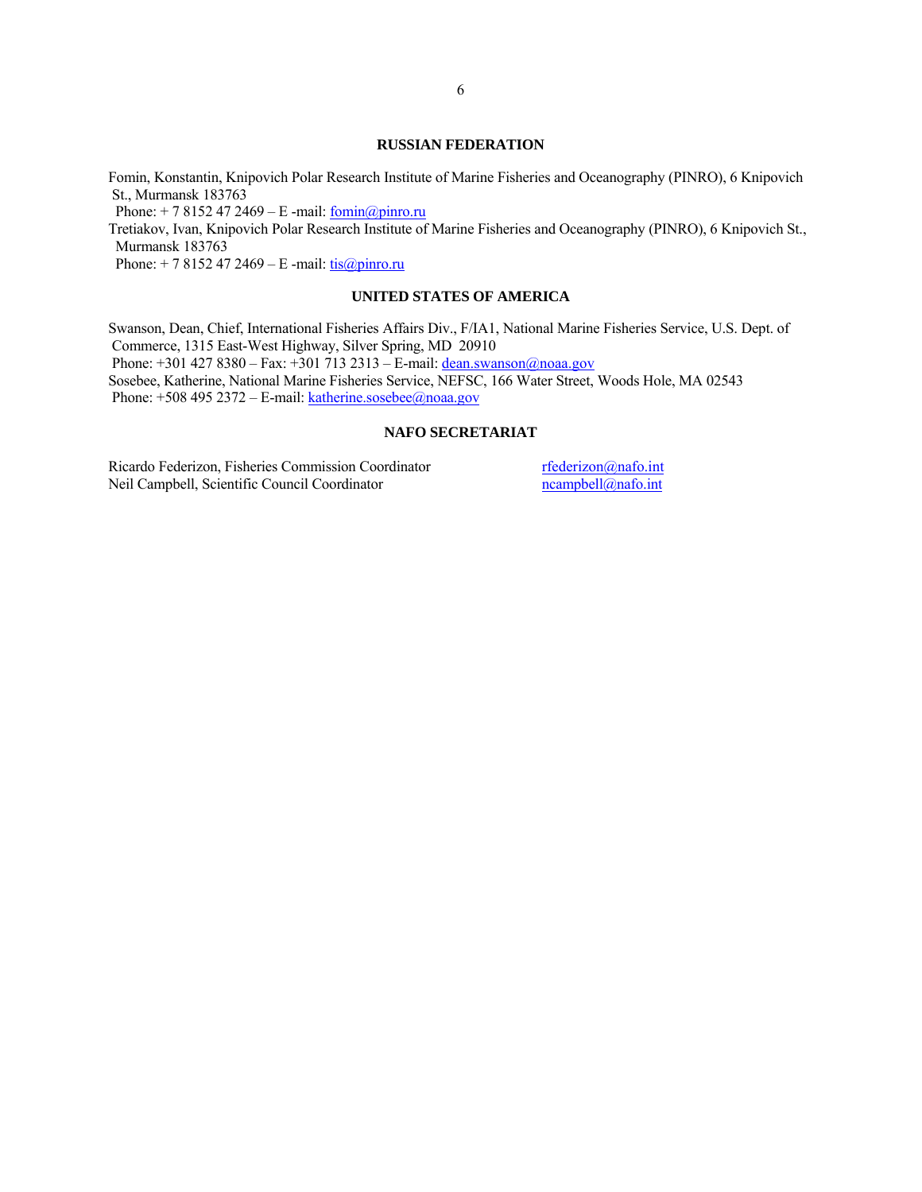## RUSSIAN FEDERATION

Fomin, Konstantin, Knipovich Polar Research Institute of Marine Fisheries and Oceanography (PINRO), 6 Knipovich St., Murmansk 183763
Phone: + 7 8152 47 2469 – E -mail: fomin@pinro.ru

Tretiakov, Ivan, Knipovich Polar Research Institute of Marine Fisheries and Oceanography (PINRO), 6 Knipovich St., Murmansk 183763
Phone: + 7 8152 47 2469 – E -mail: tis@pinro.ru

## UNITED STATES OF AMERICA

Swanson, Dean, Chief, International Fisheries Affairs Div., F/IA1, National Marine Fisheries Service, U.S. Dept. of Commerce, 1315 East-West Highway, Silver Spring, MD 20910
Phone: +301 427 8380 – Fax: +301 713 2313 – E-mail: dean.swanson@noaa.gov

Sosebee, Katherine, National Marine Fisheries Service, NEFSC, 166 Water Street, Woods Hole, MA 02543
Phone: +508 495 2372 – E-mail: katherine.sosebee@noaa.gov

## NAFO SECRETARIAT

| | |
|---|---|
| Ricardo Federizon, Fisheries Commission Coordinator | rfederizon@nafo.int |
| Neil Campbell, Scientific Council Coordinator | ncampbell@nafo.int |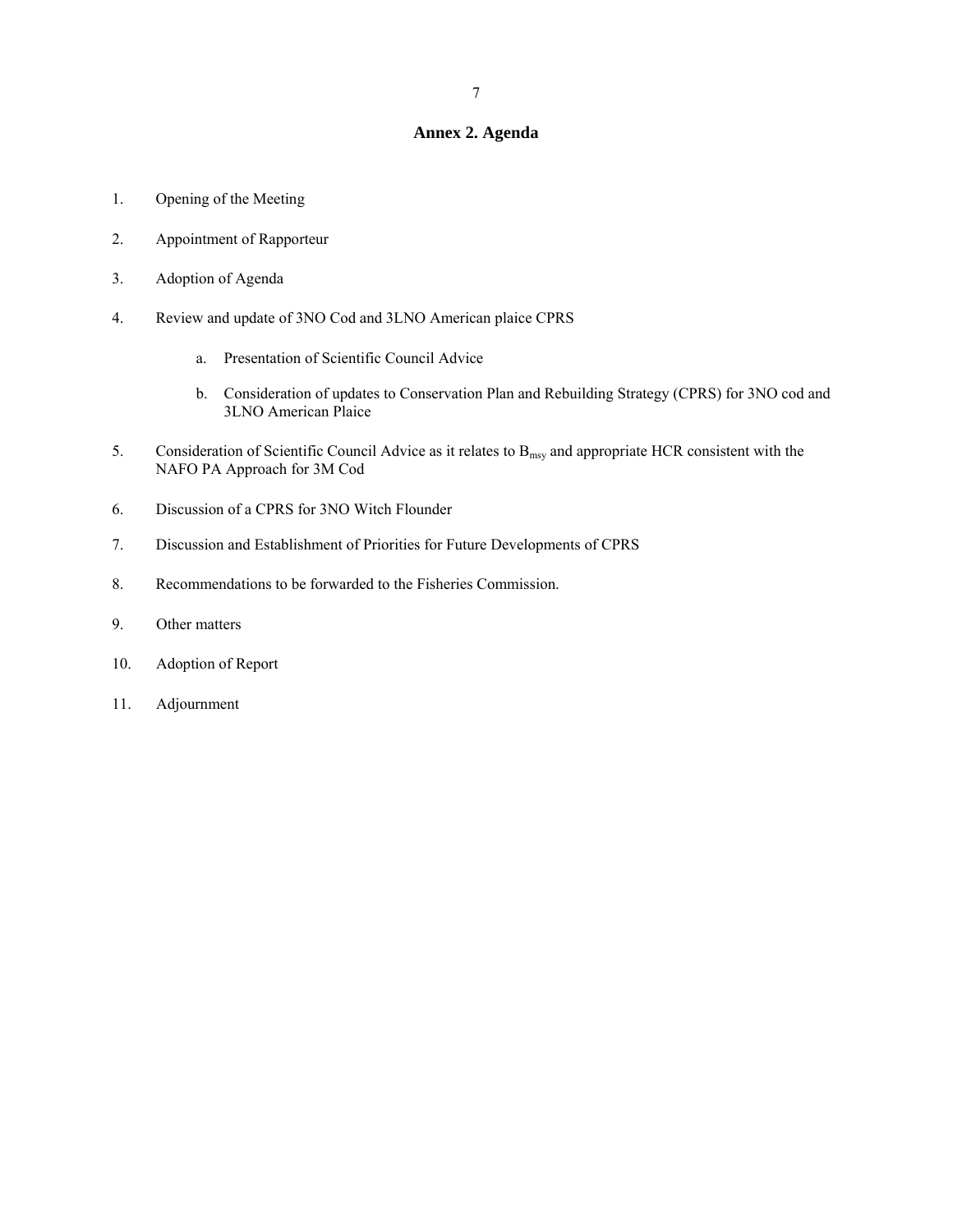## Annex 2. Agenda

1. Opening of the Meeting
2. Appointment of Rapporteur
3. Adoption of Agenda
4. Review and update of 3NO Cod and 3LNO American plaice CPRS
   a. Presentation of Scientific Council Advice
   b. Consideration of updates to Conservation Plan and Rebuilding Strategy (CPRS) for 3NO cod and 3LNO American Plaice
5. Consideration of Scientific Council Advice as it relates to $B_{msy}$ and appropriate HCR consistent with the NAFO PA Approach for 3M Cod
6. Discussion of a CPRS for 3NO Witch Flounder
7. Discussion and Establishment of Priorities for Future Developments of CPRS
8. Recommendations to be forwarded to the Fisheries Commission.
9. Other matters
10. Adoption of Report
11. Adjournment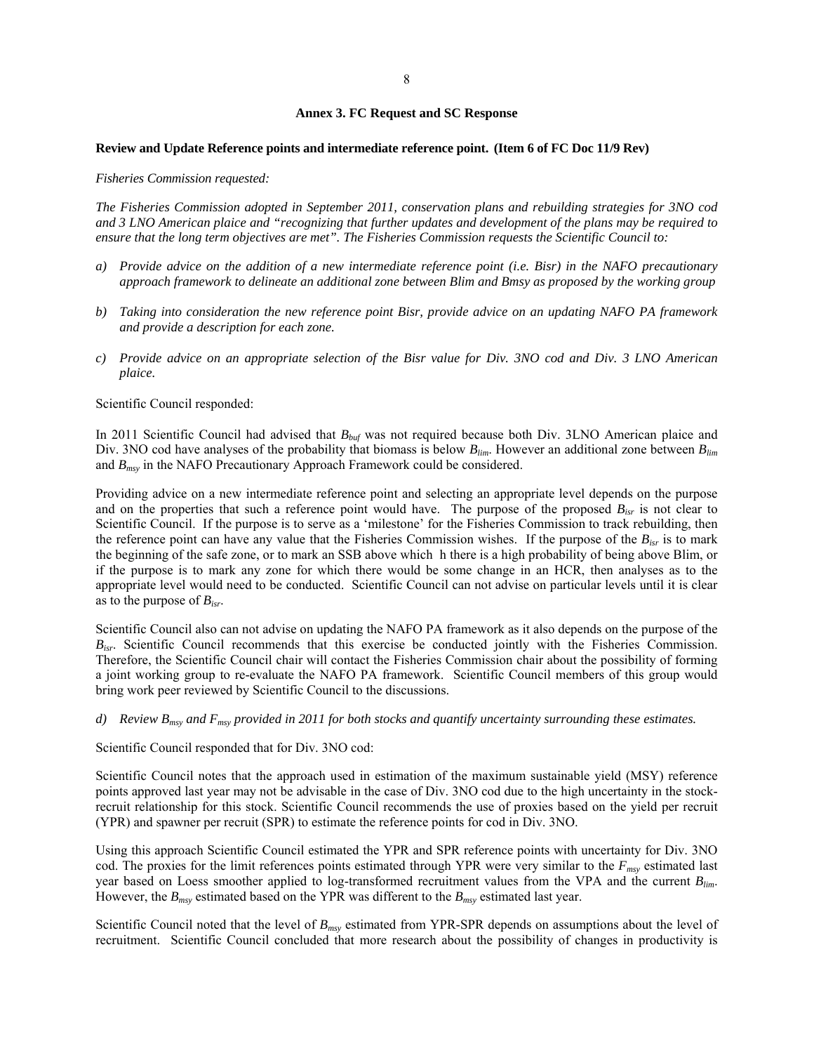## Annex 3. FC Request and SC Response

**Review and Update Reference points and intermediate reference point. (Item 6 of FC Doc 11/9 Rev)**

*Fisheries Commission requested:*

*The Fisheries Commission adopted in September 2011, conservation plans and rebuilding strategies for 3NO cod and 3 LNO American plaice and "recognizing that further updates and development of the plans may be required to ensure that the long term objectives are met". The Fisheries Commission requests the Scientific Council to:*

*a) Provide advice on the addition of a new intermediate reference point (i.e. Bisr) in the NAFO precautionary approach framework to delineate an additional zone between Blim and Bmsy as proposed by the working group*

*b) Taking into consideration the new reference point Bisr, provide advice on an updating NAFO PA framework and provide a description for each zone.*

*c) Provide advice on an appropriate selection of the Bisr value for Div. 3NO cod and Div. 3 LNO American plaice.*

Scientific Council responded:

In 2011 Scientific Council had advised that $B_{buf}$ was not required because both Div. 3LNO American plaice and Div. 3NO cod have analyses of the probability that biomass is below $B_{lim}$. However an additional zone between $B_{lim}$ and $B_{msy}$ in the NAFO Precautionary Approach Framework could be considered.

Providing advice on a new intermediate reference point and selecting an appropriate level depends on the purpose and on the properties that such a reference point would have. The purpose of the proposed $B_{isr}$ is not clear to Scientific Council. If the purpose is to serve as a 'milestone' for the Fisheries Commission to track rebuilding, then the reference point can have any value that the Fisheries Commission wishes. If the purpose of the $B_{isr}$ is to mark the beginning of the safe zone, or to mark an SSB above which h there is a high probability of being above Blim, or if the purpose is to mark any zone for which there would be some change in an HCR, then analyses as to the appropriate level would need to be conducted. Scientific Council can not advise on particular levels until it is clear as to the purpose of $B_{isr}$.

Scientific Council also can not advise on updating the NAFO PA framework as it also depends on the purpose of the $B_{isr}$. Scientific Council recommends that this exercise be conducted jointly with the Fisheries Commission. Therefore, the Scientific Council chair will contact the Fisheries Commission chair about the possibility of forming a joint working group to re-evaluate the NAFO PA framework. Scientific Council members of this group would bring work peer reviewed by Scientific Council to the discussions.

*d) Review $B_{msy}$ and $F_{msy}$ provided in 2011 for both stocks and quantify uncertainty surrounding these estimates.*

Scientific Council responded that for Div. 3NO cod:

Scientific Council notes that the approach used in estimation of the maximum sustainable yield (MSY) reference points approved last year may not be advisable in the case of Div. 3NO cod due to the high uncertainty in the stock-recruit relationship for this stock. Scientific Council recommends the use of proxies based on the yield per recruit (YPR) and spawner per recruit (SPR) to estimate the reference points for cod in Div. 3NO.

Using this approach Scientific Council estimated the YPR and SPR reference points with uncertainty for Div. 3NO cod. The proxies for the limit references points estimated through YPR were very similar to the $F_{msy}$ estimated last year based on Loess smoother applied to log-transformed recruitment values from the VPA and the current $B_{lim}$. However, the $B_{msy}$ estimated based on the YPR was different to the $B_{msy}$ estimated last year.

Scientific Council noted that the level of $B_{msy}$ estimated from YPR-SPR depends on assumptions about the level of recruitment. Scientific Council concluded that more research about the possibility of changes in productivity is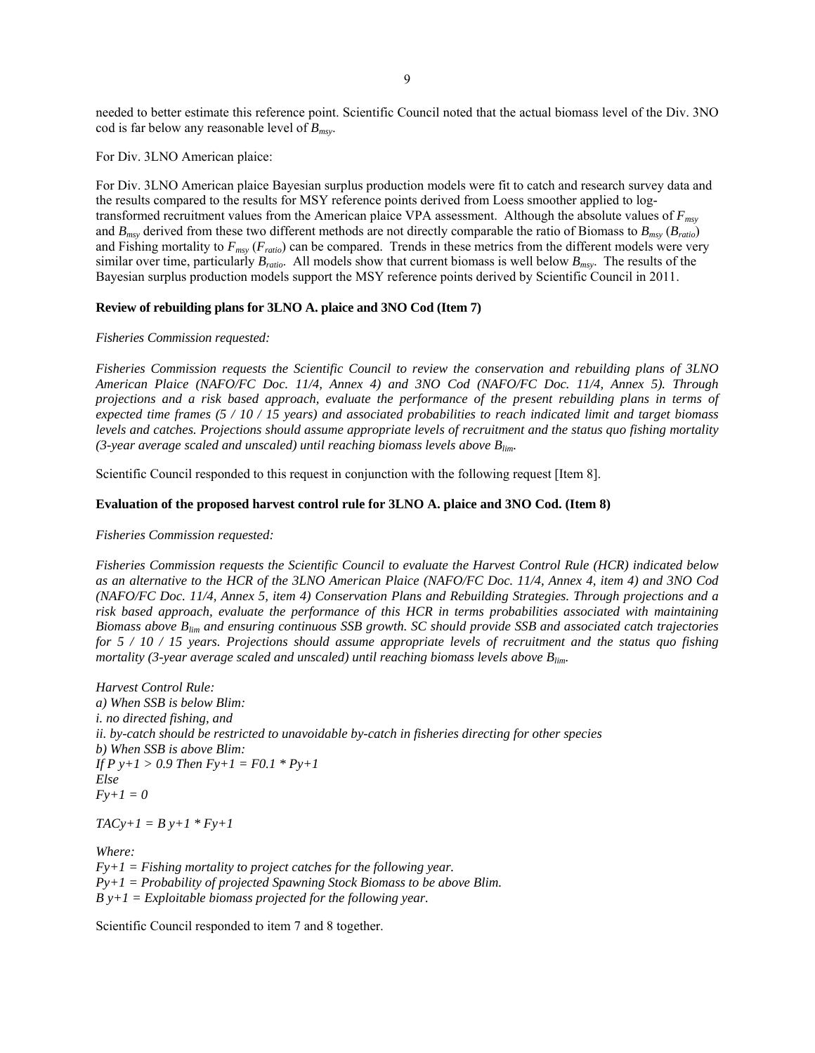needed to better estimate this reference point. Scientific Council noted that the actual biomass level of the Div. 3NO cod is far below any reasonable level of $B_{msy}$.

For Div. 3LNO American plaice:

For Div. 3LNO American plaice Bayesian surplus production models were fit to catch and research survey data and the results compared to the results for MSY reference points derived from Loess smoother applied to log-transformed recruitment values from the American plaice VPA assessment. Although the absolute values of $F_{msy}$ and $B_{msy}$ derived from these two different methods are not directly comparable the ratio of Biomass to $B_{msy}$ ($B_{ratio}$) and Fishing mortality to $F_{msy}$ ($F_{ratio}$) can be compared. Trends in these metrics from the different models were very similar over time, particularly $B_{ratio}$. All models show that current biomass is well below $B_{msy}$. The results of the Bayesian surplus production models support the MSY reference points derived by Scientific Council in 2011.

**Review of rebuilding plans for 3LNO A. plaice and 3NO Cod (Item 7)**

*Fisheries Commission requested:*

*Fisheries Commission requests the Scientific Council to review the conservation and rebuilding plans of 3LNO American Plaice (NAFO/FC Doc. 11/4, Annex 4) and 3NO Cod (NAFO/FC Doc. 11/4, Annex 5). Through projections and a risk based approach, evaluate the performance of the present rebuilding plans in terms of expected time frames (5 / 10 / 15 years) and associated probabilities to reach indicated limit and target biomass levels and catches. Projections should assume appropriate levels of recruitment and the status quo fishing mortality (3-year average scaled and unscaled) until reaching biomass levels above $B_{lim}$.*

Scientific Council responded to this request in conjunction with the following request [Item 8].

**Evaluation of the proposed harvest control rule for 3LNO A. plaice and 3NO Cod. (Item 8)**

*Fisheries Commission requested:*

*Fisheries Commission requests the Scientific Council to evaluate the Harvest Control Rule (HCR) indicated below as an alternative to the HCR of the 3LNO American Plaice (NAFO/FC Doc. 11/4, Annex 4, item 4) and 3NO Cod (NAFO/FC Doc. 11/4, Annex 5, item 4) Conservation Plans and Rebuilding Strategies. Through projections and a risk based approach, evaluate the performance of this HCR in terms probabilities associated with maintaining Biomass above $B_{lim}$ and ensuring continuous SSB growth. SC should provide SSB and associated catch trajectories for 5 / 10 / 15 years. Projections should assume appropriate levels of recruitment and the status quo fishing mortality (3-year average scaled and unscaled) until reaching biomass levels above $B_{lim}$.*

*Harvest Control Rule:*
*a) When SSB is below Blim:*
*i. no directed fishing, and*
*ii. by-catch should be restricted to unavoidable by-catch in fisheries directing for other species*
*b) When SSB is above Blim:*
*If P y+1 > 0.9 Then Fy+1 = F0.1 \* Py+1*
*Else*
*Fy+1 = 0*

*TACy+1 = B y+1 \* Fy+1*

*Where:*
*Fy+1 = Fishing mortality to project catches for the following year.*
*Py+1 = Probability of projected Spawning Stock Biomass to be above Blim.*
*B y+1 = Exploitable biomass projected for the following year.*

Scientific Council responded to item 7 and 8 together.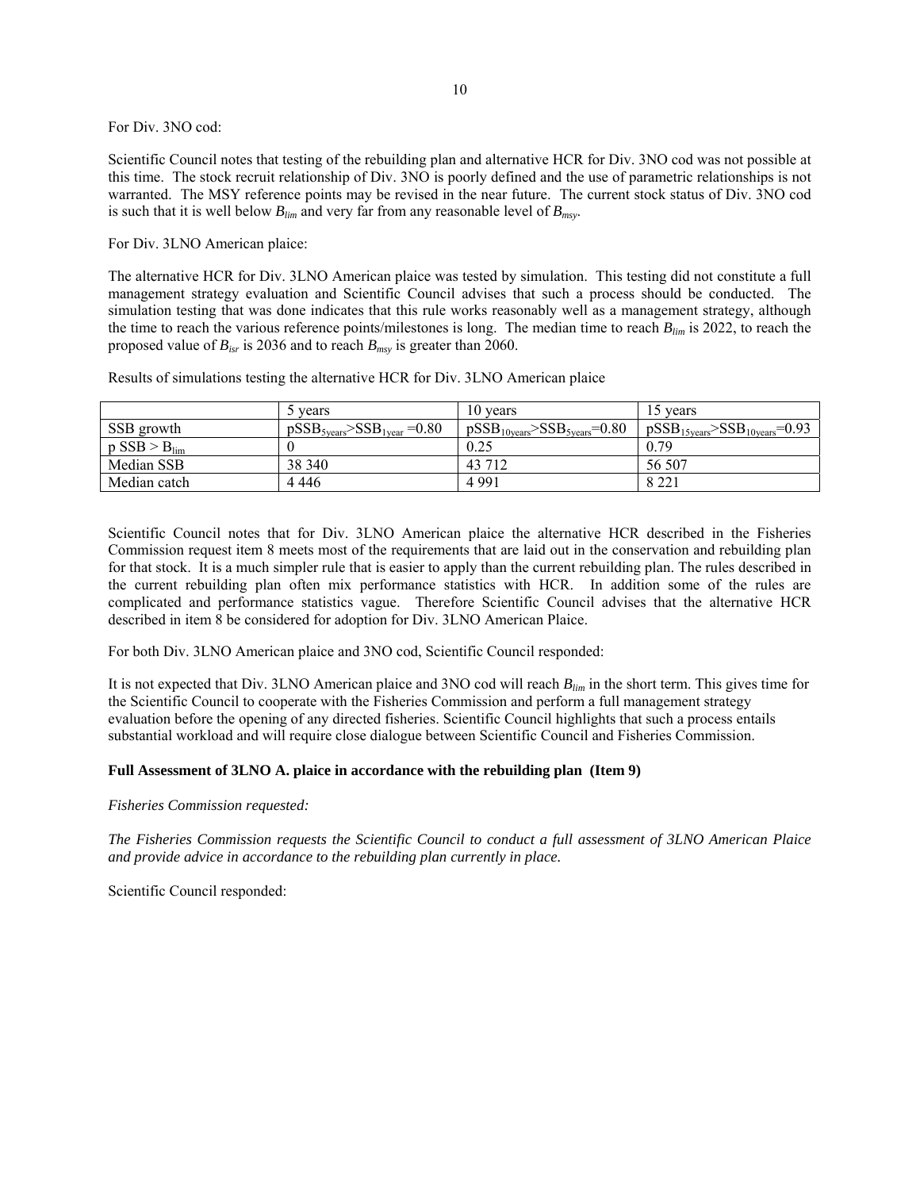For Div. 3NO cod:

Scientific Council notes that testing of the rebuilding plan and alternative HCR for Div. 3NO cod was not possible at this time. The stock recruit relationship of Div. 3NO is poorly defined and the use of parametric relationships is not warranted. The MSY reference points may be revised in the near future. The current stock status of Div. 3NO cod is such that it is well below $B_{lim}$ and very far from any reasonable level of $B_{msy}$.

For Div. 3LNO American plaice:

The alternative HCR for Div. 3LNO American plaice was tested by simulation. This testing did not constitute a full management strategy evaluation and Scientific Council advises that such a process should be conducted. The simulation testing that was done indicates that this rule works reasonably well as a management strategy, although the time to reach the various reference points/milestones is long. The median time to reach $B_{lim}$ is 2022, to reach the proposed value of $B_{isr}$ is 2036 and to reach $B_{msy}$ is greater than 2060.

Results of simulations testing the alternative HCR for Div. 3LNO American plaice

| | 5 years | 10 years | 15 years |
|---|---|---|---|
| SSB growth | $pSSB_{5years}>SSB_{1year}=0.80$ | $pSSB_{10years}>SSB_{5years}=0.80$ | $pSSB_{15years}>SSB_{10years}=0.93$ |
| $p\ SSB > B_{lim}$ | 0 | 0.25 | 0.79 |
| Median SSB | 38 340 | 43 712 | 56 507 |
| Median catch | 4 446 | 4 991 | 8 221 |

Scientific Council notes that for Div. 3LNO American plaice the alternative HCR described in the Fisheries Commission request item 8 meets most of the requirements that are laid out in the conservation and rebuilding plan for that stock. It is a much simpler rule that is easier to apply than the current rebuilding plan. The rules described in the current rebuilding plan often mix performance statistics with HCR. In addition some of the rules are complicated and performance statistics vague. Therefore Scientific Council advises that the alternative HCR described in item 8 be considered for adoption for Div. 3LNO American Plaice.

For both Div. 3LNO American plaice and 3NO cod, Scientific Council responded:

It is not expected that Div. 3LNO American plaice and 3NO cod will reach $B_{lim}$ in the short term. This gives time for the Scientific Council to cooperate with the Fisheries Commission and perform a full management strategy evaluation before the opening of any directed fisheries. Scientific Council highlights that such a process entails substantial workload and will require close dialogue between Scientific Council and Fisheries Commission.

**Full Assessment of 3LNO A. plaice in accordance with the rebuilding plan (Item 9)**

*Fisheries Commission requested:*

*The Fisheries Commission requests the Scientific Council to conduct a full assessment of 3LNO American Plaice and provide advice in accordance to the rebuilding plan currently in place.*

Scientific Council responded: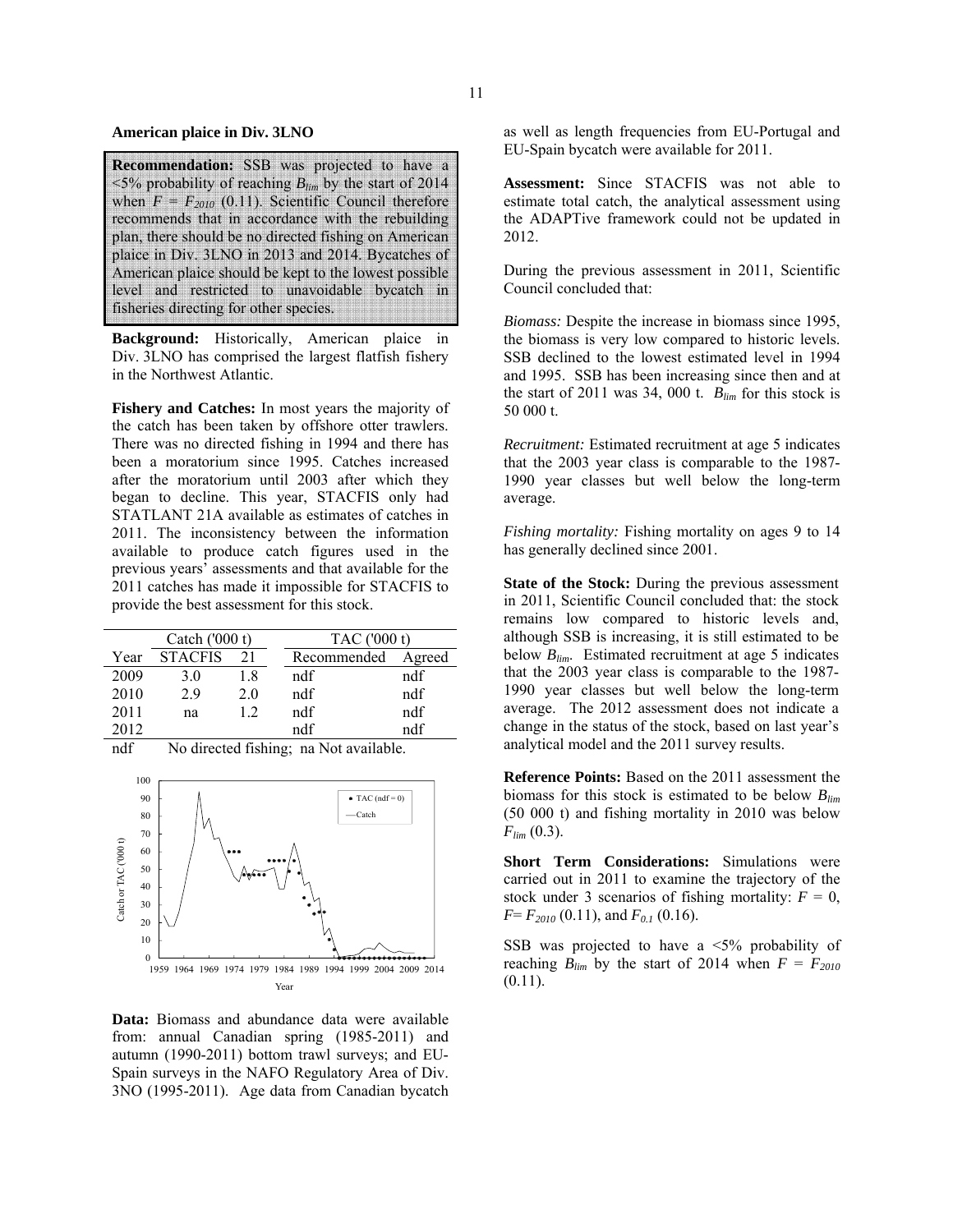## American plaice in Div. 3LNO

**Recommendation:** SSB was projected to have a <5% probability of reaching $B_{lim}$ by the start of 2014 when $F = F_{2010}$ (0.11). Scientific Council therefore recommends that in accordance with the rebuilding plan, there should be no directed fishing on American plaice in Div. 3LNO in 2013 and 2014. Bycatches of American plaice should be kept to the lowest possible level and restricted to unavoidable bycatch in fisheries directing for other species.

**Background:** Historically, American plaice in Div. 3LNO has comprised the largest flatfish fishery in the Northwest Atlantic.

**Fishery and Catches:** In most years the majority of the catch has been taken by offshore otter trawlers. There was no directed fishing in 1994 and there has been a moratorium since 1995. Catches increased after the moratorium until 2003 after which they began to decline. This year, STACFIS only had STATLANT 21A available as estimates of catches in 2011. The inconsistency between the information available to produce catch figures used in the previous years' assessments and that available for the 2011 catches has made it impossible for STACFIS to provide the best assessment for this stock.

| | Catch ('000 t) | | TAC ('000 t) | |
|---|---|---|---|---|
| Year | STACFIS | 21 | Recommended | Agreed |
| 2009 | 3.0 | 1.8 | ndf | ndf |
| 2010 | 2.9 | 2.0 | ndf | ndf |
| 2011 | na | 1.2 | ndf | ndf |
| 2012 | | | ndf | ndf |

ndf No directed fishing; na Not available.

**Data:** Biomass and abundance data were available from: annual Canadian spring (1985-2011) and autumn (1990-2011) bottom trawl surveys; and EU-Spain surveys in the NAFO Regulatory Area of Div. 3NO (1995-2011). Age data from Canadian bycatch as well as length frequencies from EU-Portugal and EU-Spain bycatch were available for 2011.

**Assessment:** Since STACFIS was not able to estimate total catch, the analytical assessment using the ADAPTive framework could not be updated in 2012.

During the previous assessment in 2011, Scientific Council concluded that:

*Biomass:* Despite the increase in biomass since 1995, the biomass is very low compared to historic levels. SSB declined to the lowest estimated level in 1994 and 1995. SSB has been increasing since then and at the start of 2011 was 34, 000 t. $B_{lim}$ for this stock is 50 000 t.

*Recruitment:* Estimated recruitment at age 5 indicates that the 2003 year class is comparable to the 1987-1990 year classes but well below the long-term average.

*Fishing mortality:* Fishing mortality on ages 9 to 14 has generally declined since 2001.

**State of the Stock:** During the previous assessment in 2011, Scientific Council concluded that: the stock remains low compared to historic levels and, although SSB is increasing, it is still estimated to be below $B_{lim}$. Estimated recruitment at age 5 indicates that the 2003 year class is comparable to the 1987-1990 year classes but well below the long-term average. The 2012 assessment does not indicate a change in the status of the stock, based on last year's analytical model and the 2011 survey results.

**Reference Points:** Based on the 2011 assessment the biomass for this stock is estimated to be below $B_{lim}$ (50 000 t) and fishing mortality in 2010 was below $F_{lim}$ (0.3).

**Short Term Considerations:** Simulations were carried out in 2011 to examine the trajectory of the stock under 3 scenarios of fishing mortality: $F = 0$, $F = F_{2010}$ (0.11), and $F_{0.1}$ (0.16).

SSB was projected to have a <5% probability of reaching $B_{lim}$ by the start of 2014 when $F = F_{2010}$ (0.11).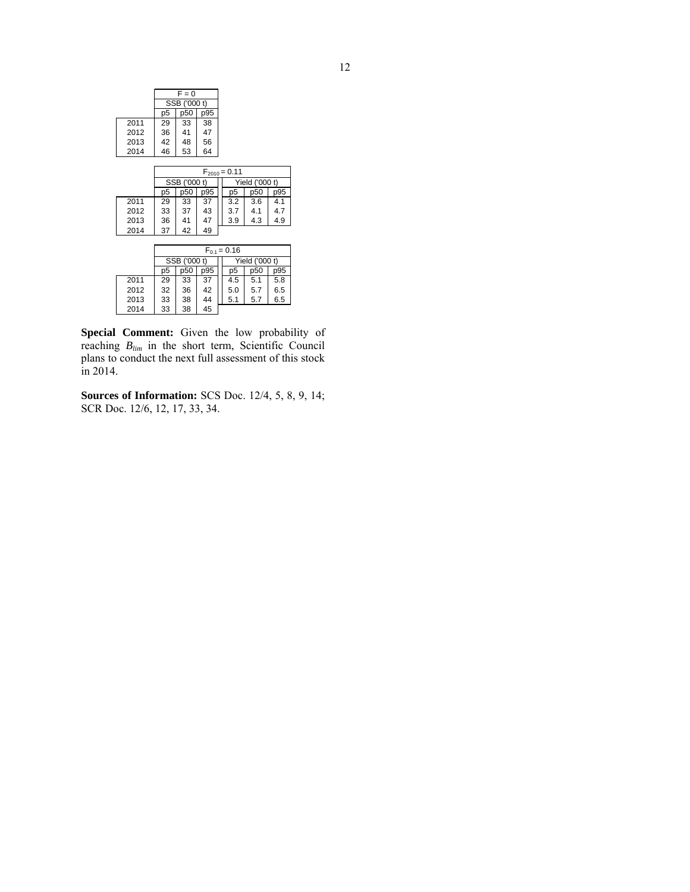| | F = 0 | | |
|---|---|---|---|
| | SSB ('000 t) | | |
| | p5 | p50 | p95 |
| 2011 | 29 | 33 | 38 |
| 2012 | 36 | 41 | 47 |
| 2013 | 42 | 48 | 56 |
| 2014 | 46 | 53 | 64 |

| | $F_{2010}$ = 0.11 | | | | | |
|---|---|---|---|---|---|---|
| | SSB ('000 t) | | | Yield ('000 t) | | |
| | p5 | p50 | p95 | p5 | p50 | p95 |
| 2011 | 29 | 33 | 37 | 3.2 | 3.6 | 4.1 |
| 2012 | 33 | 37 | 43 | 3.7 | 4.1 | 4.7 |
| 2013 | 36 | 41 | 47 | 3.9 | 4.3 | 4.9 |
| 2014 | 37 | 42 | 49 | | | |

| | $F_{0.1}$ = 0.16 | | | | | |
|---|---|---|---|---|---|---|
| | SSB ('000 t) | | | Yield ('000 t) | | |
| | p5 | p50 | p95 | p5 | p50 | p95 |
| 2011 | 29 | 33 | 37 | 4.5 | 5.1 | 5.8 |
| 2012 | 32 | 36 | 42 | 5.0 | 5.7 | 6.5 |
| 2013 | 33 | 38 | 44 | 5.1 | 5.7 | 6.5 |
| 2014 | 33 | 38 | 45 | | | |

**Special Comment:** Given the low probability of reaching $B_{lim}$ in the short term, Scientific Council plans to conduct the next full assessment of this stock in 2014.

**Sources of Information:** SCS Doc. 12/4, 5, 8, 9, 14; SCR Doc. 12/6, 12, 17, 33, 34.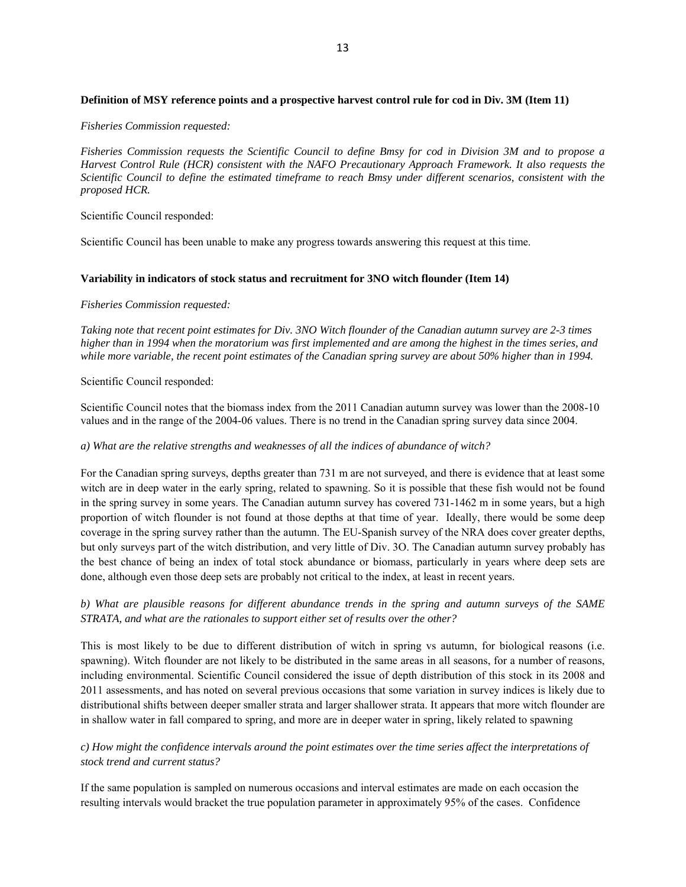**Definition of MSY reference points and a prospective harvest control rule for cod in Div. 3M (Item 11)**

*Fisheries Commission requested:*

*Fisheries Commission requests the Scientific Council to define Bmsy for cod in Division 3M and to propose a Harvest Control Rule (HCR) consistent with the NAFO Precautionary Approach Framework. It also requests the Scientific Council to define the estimated timeframe to reach Bmsy under different scenarios, consistent with the proposed HCR.*

Scientific Council responded:

Scientific Council has been unable to make any progress towards answering this request at this time.

**Variability in indicators of stock status and recruitment for 3NO witch flounder (Item 14)**

*Fisheries Commission requested:*

*Taking note that recent point estimates for Div. 3NO Witch flounder of the Canadian autumn survey are 2-3 times higher than in 1994 when the moratorium was first implemented and are among the highest in the times series, and while more variable, the recent point estimates of the Canadian spring survey are about 50% higher than in 1994.*

Scientific Council responded:

Scientific Council notes that the biomass index from the 2011 Canadian autumn survey was lower than the 2008-10 values and in the range of the 2004-06 values. There is no trend in the Canadian spring survey data since 2004.

*a) What are the relative strengths and weaknesses of all the indices of abundance of witch?*

For the Canadian spring surveys, depths greater than 731 m are not surveyed, and there is evidence that at least some witch are in deep water in the early spring, related to spawning. So it is possible that these fish would not be found in the spring survey in some years. The Canadian autumn survey has covered 731-1462 m in some years, but a high proportion of witch flounder is not found at those depths at that time of year. Ideally, there would be some deep coverage in the spring survey rather than the autumn. The EU-Spanish survey of the NRA does cover greater depths, but only surveys part of the witch distribution, and very little of Div. 3O. The Canadian autumn survey probably has the best chance of being an index of total stock abundance or biomass, particularly in years where deep sets are done, although even those deep sets are probably not critical to the index, at least in recent years.

*b) What are plausible reasons for different abundance trends in the spring and autumn surveys of the SAME STRATA, and what are the rationales to support either set of results over the other?*

This is most likely to be due to different distribution of witch in spring vs autumn, for biological reasons (i.e. spawning). Witch flounder are not likely to be distributed in the same areas in all seasons, for a number of reasons, including environmental. Scientific Council considered the issue of depth distribution of this stock in its 2008 and 2011 assessments, and has noted on several previous occasions that some variation in survey indices is likely due to distributional shifts between deeper smaller strata and larger shallower strata. It appears that more witch flounder are in shallow water in fall compared to spring, and more are in deeper water in spring, likely related to spawning

*c) How might the confidence intervals around the point estimates over the time series affect the interpretations of stock trend and current status?*

If the same population is sampled on numerous occasions and interval estimates are made on each occasion the resulting intervals would bracket the true population parameter in approximately 95% of the cases. Confidence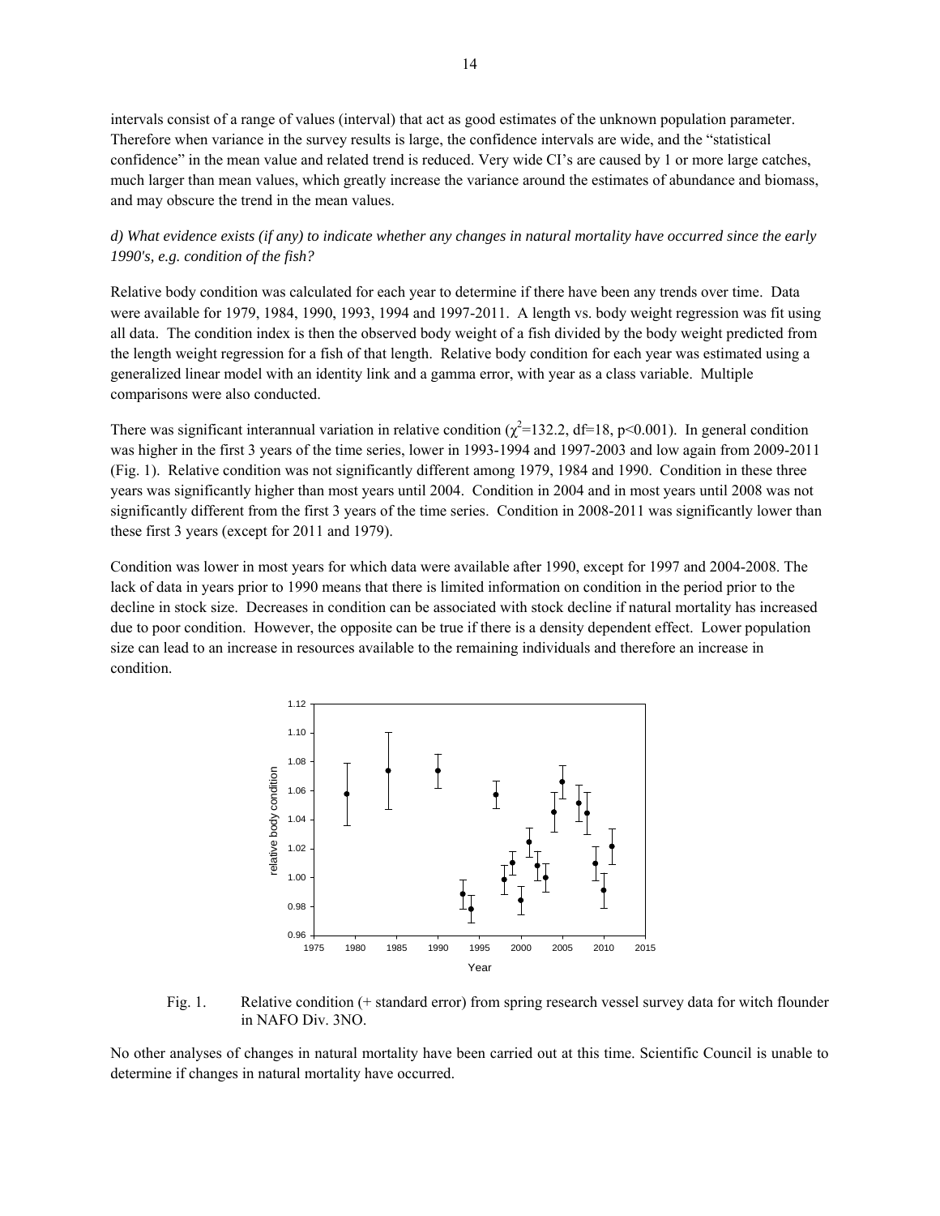intervals consist of a range of values (interval) that act as good estimates of the unknown population parameter. Therefore when variance in the survey results is large, the confidence intervals are wide, and the "statistical confidence" in the mean value and related trend is reduced. Very wide CI's are caused by 1 or more large catches, much larger than mean values, which greatly increase the variance around the estimates of abundance and biomass, and may obscure the trend in the mean values.

*d) What evidence exists (if any) to indicate whether any changes in natural mortality have occurred since the early 1990's, e.g. condition of the fish?*

Relative body condition was calculated for each year to determine if there have been any trends over time. Data were available for 1979, 1984, 1990, 1993, 1994 and 1997-2011. A length vs. body weight regression was fit using all data. The condition index is then the observed body weight of a fish divided by the body weight predicted from the length weight regression for a fish of that length. Relative body condition for each year was estimated using a generalized linear model with an identity link and a gamma error, with year as a class variable. Multiple comparisons were also conducted.

There was significant interannual variation in relative condition ($\chi^2$=132.2, df=18, p<0.001). In general condition was higher in the first 3 years of the time series, lower in 1993-1994 and 1997-2003 and low again from 2009-2011 (Fig. 1). Relative condition was not significantly different among 1979, 1984 and 1990. Condition in these three years was significantly higher than most years until 2004. Condition in 2004 and in most years until 2008 was not significantly different from the first 3 years of the time series. Condition in 2008-2011 was significantly lower than these first 3 years (except for 2011 and 1979).

Condition was lower in most years for which data were available after 1990, except for 1997 and 2004-2008. The lack of data in years prior to 1990 means that there is limited information on condition in the period prior to the decline in stock size. Decreases in condition can be associated with stock decline if natural mortality has increased due to poor condition. However, the opposite can be true if there is a density dependent effect. Lower population size can lead to an increase in resources available to the remaining individuals and therefore an increase in condition.

Fig. 1. Relative condition (+ standard error) from spring research vessel survey data for witch flounder in NAFO Div. 3NO.

No other analyses of changes in natural mortality have been carried out at this time. Scientific Council is unable to determine if changes in natural mortality have occurred.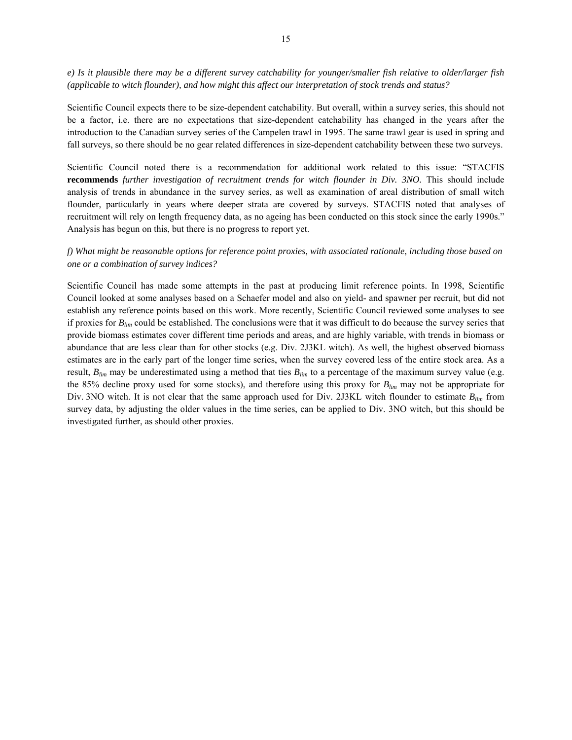*e) Is it plausible there may be a different survey catchability for younger/smaller fish relative to older/larger fish (applicable to witch flounder), and how might this affect our interpretation of stock trends and status?*

Scientific Council expects there to be size-dependent catchability. But overall, within a survey series, this should not be a factor, i.e. there are no expectations that size-dependent catchability has changed in the years after the introduction to the Canadian survey series of the Campelen trawl in 1995. The same trawl gear is used in spring and fall surveys, so there should be no gear related differences in size-dependent catchability between these two surveys.

Scientific Council noted there is a recommendation for additional work related to this issue: "STACFIS **recommends** *further investigation of recruitment trends for witch flounder in Div. 3NO.* This should include analysis of trends in abundance in the survey series, as well as examination of areal distribution of small witch flounder, particularly in years where deeper strata are covered by surveys. STACFIS noted that analyses of recruitment will rely on length frequency data, as no ageing has been conducted on this stock since the early 1990s." Analysis has begun on this, but there is no progress to report yet.

*f) What might be reasonable options for reference point proxies, with associated rationale, including those based on one or a combination of survey indices?*

Scientific Council has made some attempts in the past at producing limit reference points. In 1998, Scientific Council looked at some analyses based on a Schaefer model and also on yield- and spawner per recruit, but did not establish any reference points based on this work. More recently, Scientific Council reviewed some analyses to see if proxies for $B_{lim}$ could be established. The conclusions were that it was difficult to do because the survey series that provide biomass estimates cover different time periods and areas, and are highly variable, with trends in biomass or abundance that are less clear than for other stocks (e.g. Div. 2J3KL witch). As well, the highest observed biomass estimates are in the early part of the longer time series, when the survey covered less of the entire stock area. As a result, $B_{lim}$ may be underestimated using a method that ties $B_{lim}$ to a percentage of the maximum survey value (e.g. the 85% decline proxy used for some stocks), and therefore using this proxy for $B_{lim}$ may not be appropriate for Div. 3NO witch. It is not clear that the same approach used for Div. 2J3KL witch flounder to estimate $B_{lim}$ from survey data, by adjusting the older values in the time series, can be applied to Div. 3NO witch, but this should be investigated further, as should other proxies.